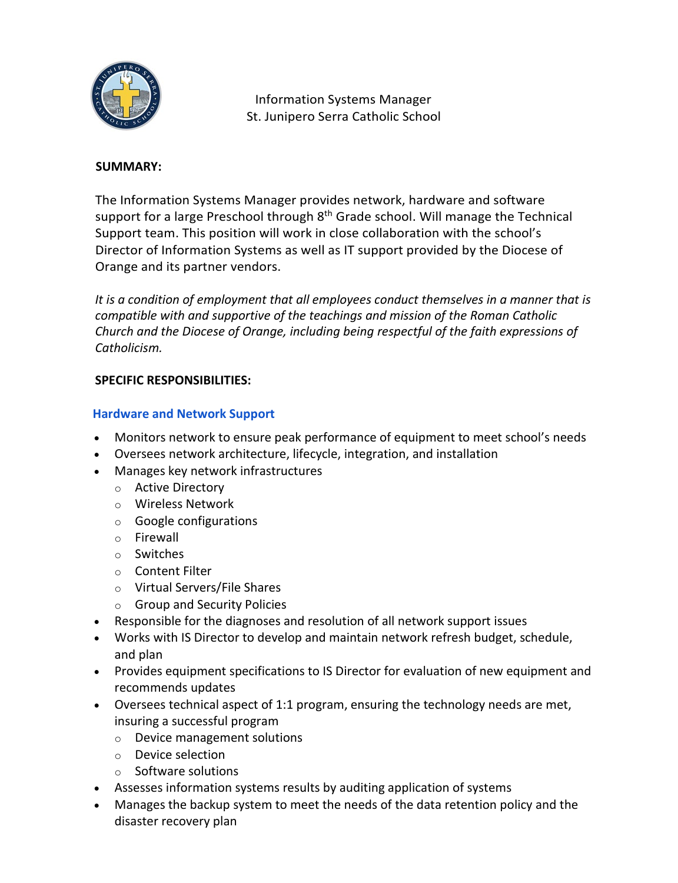Information Systems Manager
St. Junipero Serra Catholic School

**SUMMARY:**

The Information Systems Manager provides network, hardware and software support for a large Preschool through 8th Grade school. Will manage the Technical Support team. This position will work in close collaboration with the school's Director of Information Systems as well as IT support provided by the Diocese of Orange and its partner vendors.

*It is a condition of employment that all employees conduct themselves in a manner that is compatible with and supportive of the teachings and mission of the Roman Catholic Church and the Diocese of Orange, including being respectful of the faith expressions of Catholicism.*

**SPECIFIC RESPONSIBILITIES:**

### Hardware and Network Support

- Monitors network to ensure peak performance of equipment to meet school's needs
- Oversees network architecture, lifecycle, integration, and installation
- Manages key network infrastructures
  - Active Directory
  - Wireless Network
  - Google configurations
  - Firewall
  - Switches
  - Content Filter
  - Virtual Servers/File Shares
  - Group and Security Policies
- Responsible for the diagnoses and resolution of all network support issues
- Works with IS Director to develop and maintain network refresh budget, schedule, and plan
- Provides equipment specifications to IS Director for evaluation of new equipment and recommends updates
- Oversees technical aspect of 1:1 program, ensuring the technology needs are met, insuring a successful program
  - Device management solutions
  - Device selection
  - Software solutions
- Assesses information systems results by auditing application of systems
- Manages the backup system to meet the needs of the data retention policy and the disaster recovery plan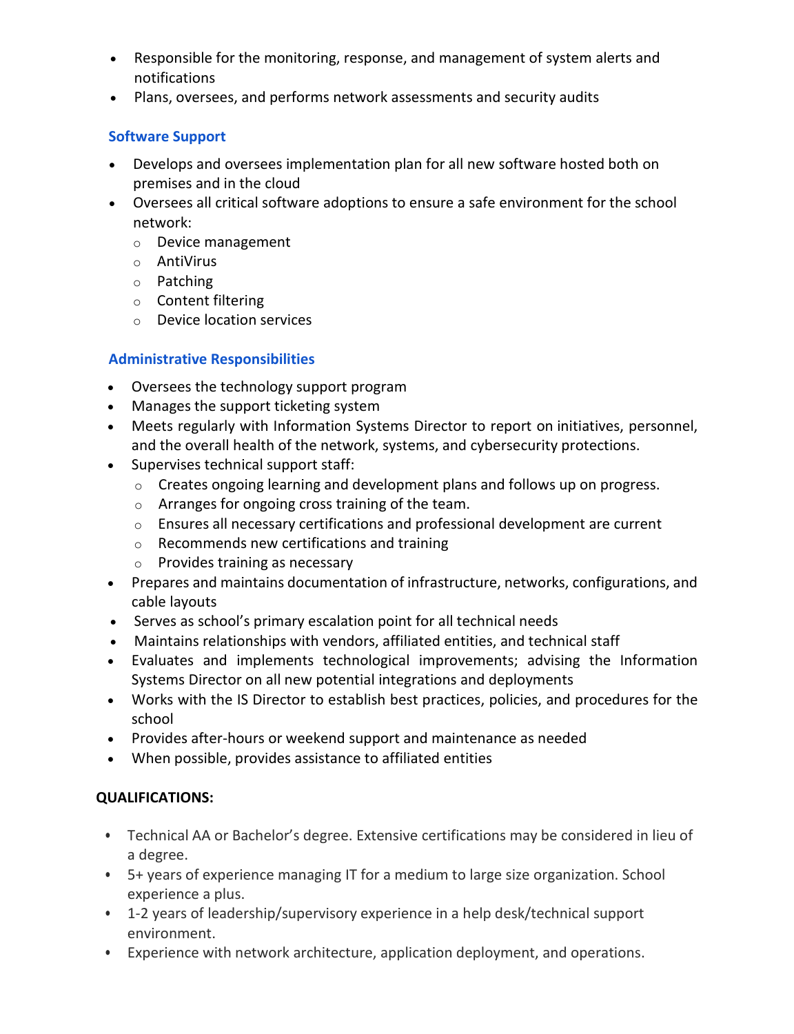- Responsible for the monitoring, response, and management of system alerts and notifications
- Plans, oversees, and performs network assessments and security audits

### Software Support

- Develops and oversees implementation plan for all new software hosted both on premises and in the cloud
- Oversees all critical software adoptions to ensure a safe environment for the school network:
  - Device management
  - AntiVirus
  - Patching
  - Content filtering
  - Device location services

### Administrative Responsibilities

- Oversees the technology support program
- Manages the support ticketing system
- Meets regularly with Information Systems Director to report on initiatives, personnel, and the overall health of the network, systems, and cybersecurity protections.
- Supervises technical support staff:
  - Creates ongoing learning and development plans and follows up on progress.
  - Arranges for ongoing cross training of the team.
  - Ensures all necessary certifications and professional development are current
  - Recommends new certifications and training
  - Provides training as necessary
- Prepares and maintains documentation of infrastructure, networks, configurations, and cable layouts
- Serves as school's primary escalation point for all technical needs
- Maintains relationships with vendors, affiliated entities, and technical staff
- Evaluates and implements technological improvements; advising the Information Systems Director on all new potential integrations and deployments
- Works with the IS Director to establish best practices, policies, and procedures for the school
- Provides after-hours or weekend support and maintenance as needed
- When possible, provides assistance to affiliated entities

**QUALIFICATIONS:**

- Technical AA or Bachelor's degree. Extensive certifications may be considered in lieu of a degree.
- 5+ years of experience managing IT for a medium to large size organization. School experience a plus.
- 1-2 years of leadership/supervisory experience in a help desk/technical support environment.
- Experience with network architecture, application deployment, and operations.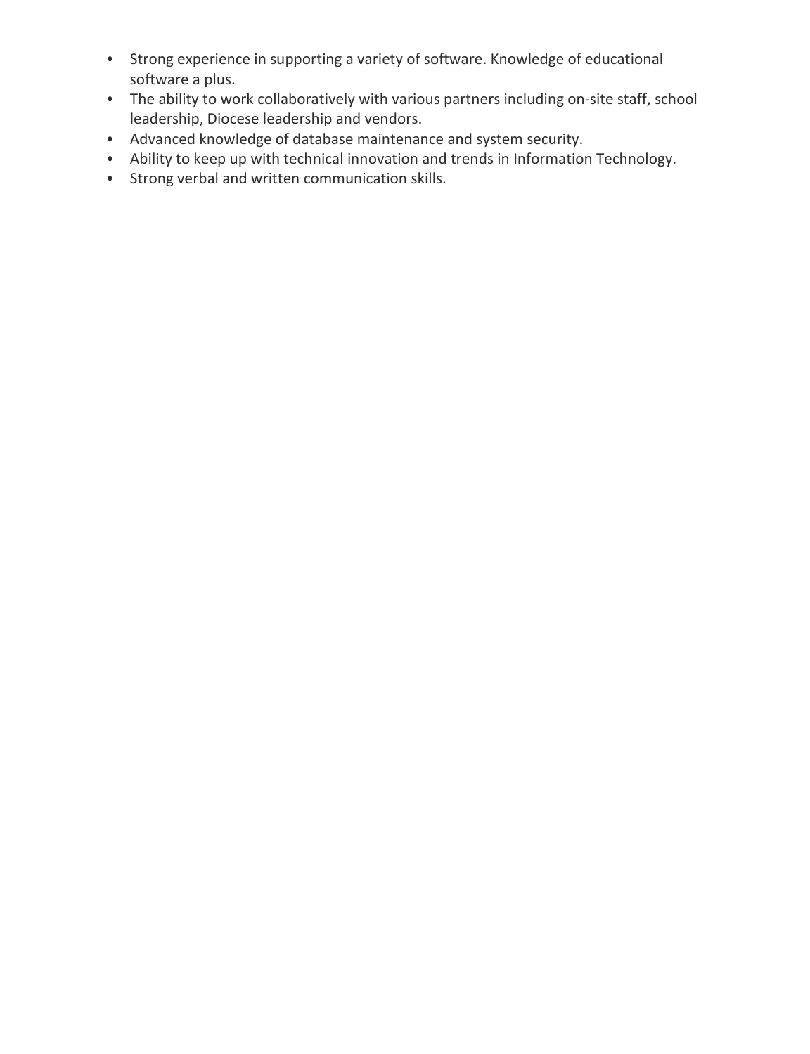- Strong experience in supporting a variety of software. Knowledge of educational software a plus.
- The ability to work collaboratively with various partners including on-site staff, school leadership, Diocese leadership and vendors.
- Advanced knowledge of database maintenance and system security.
- Ability to keep up with technical innovation and trends in Information Technology.
- Strong verbal and written communication skills.